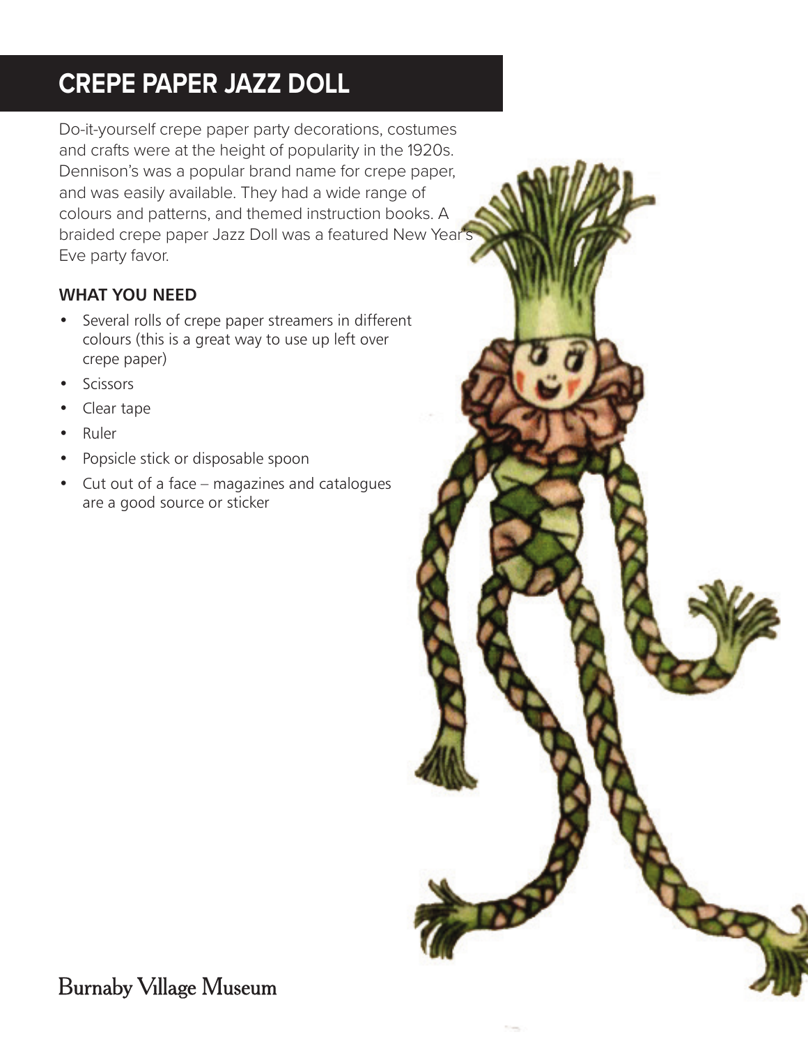# CREPE PAPER JAZZ DOLL

Do-it-yourself crepe paper party decorations, costumes and crafts were at the height of popularity in the 1920s. Dennison's was a popular brand name for crepe paper, and was easily available. They had a wide range of colours and patterns, and themed instruction books. A braided crepe paper Jazz Doll was a featured New Year's Eve party favor.

## WHAT YOU NEED

- Several rolls of crepe paper streamers in different colours (this is a great way to use up left over crepe paper)
- Scissors
- Clear tape
- Ruler
- Popsicle stick or disposable spoon
- Cut out of a face – magazines and catalogues are a good source or sticker

Burnaby Village Museum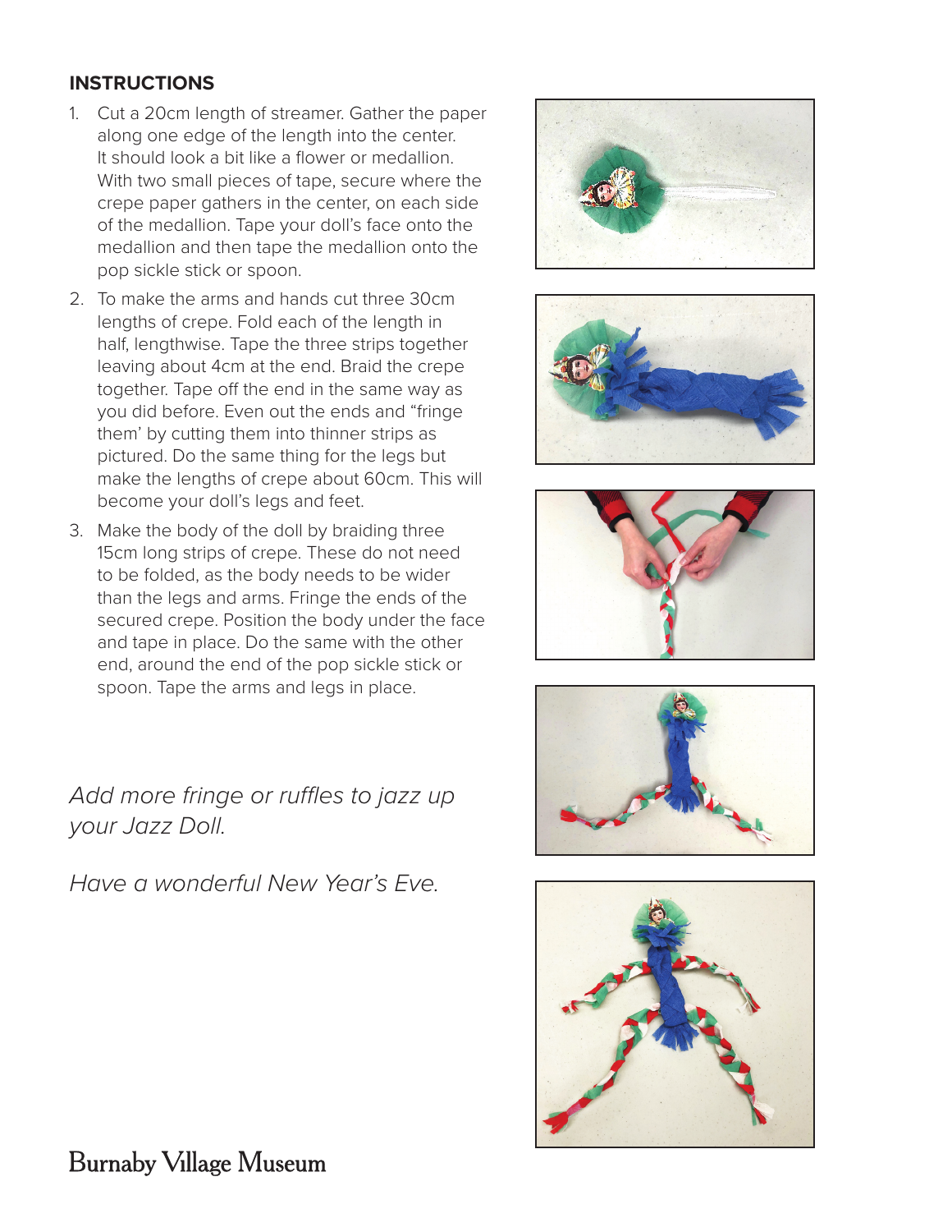**INSTRUCTIONS**

1. Cut a 20cm length of streamer. Gather the paper along one edge of the length into the center. It should look a bit like a flower or medallion. With two small pieces of tape, secure where the crepe paper gathers in the center, on each side of the medallion. Tape your doll's face onto the medallion and then tape the medallion onto the pop sickle stick or spoon.
2. To make the arms and hands cut three 30cm lengths of crepe. Fold each of the length in half, lengthwise. Tape the three strips together leaving about 4cm at the end. Braid the crepe together. Tape off the end in the same way as you did before. Even out the ends and "fringe them' by cutting them into thinner strips as pictured. Do the same thing for the legs but make the lengths of crepe about 60cm. This will become your doll's legs and feet.
3. Make the body of the doll by braiding three 15cm long strips of crepe. These do not need to be folded, as the body needs to be wider than the legs and arms. Fringe the ends of the secured crepe. Position the body under the face and tape in place. Do the same with the other end, around the end of the pop sickle stick or spoon. Tape the arms and legs in place.

*Add more fringe or ruffles to jazz up your Jazz Doll.*

*Have a wonderful New Year's Eve.*

Burnaby Village Museum